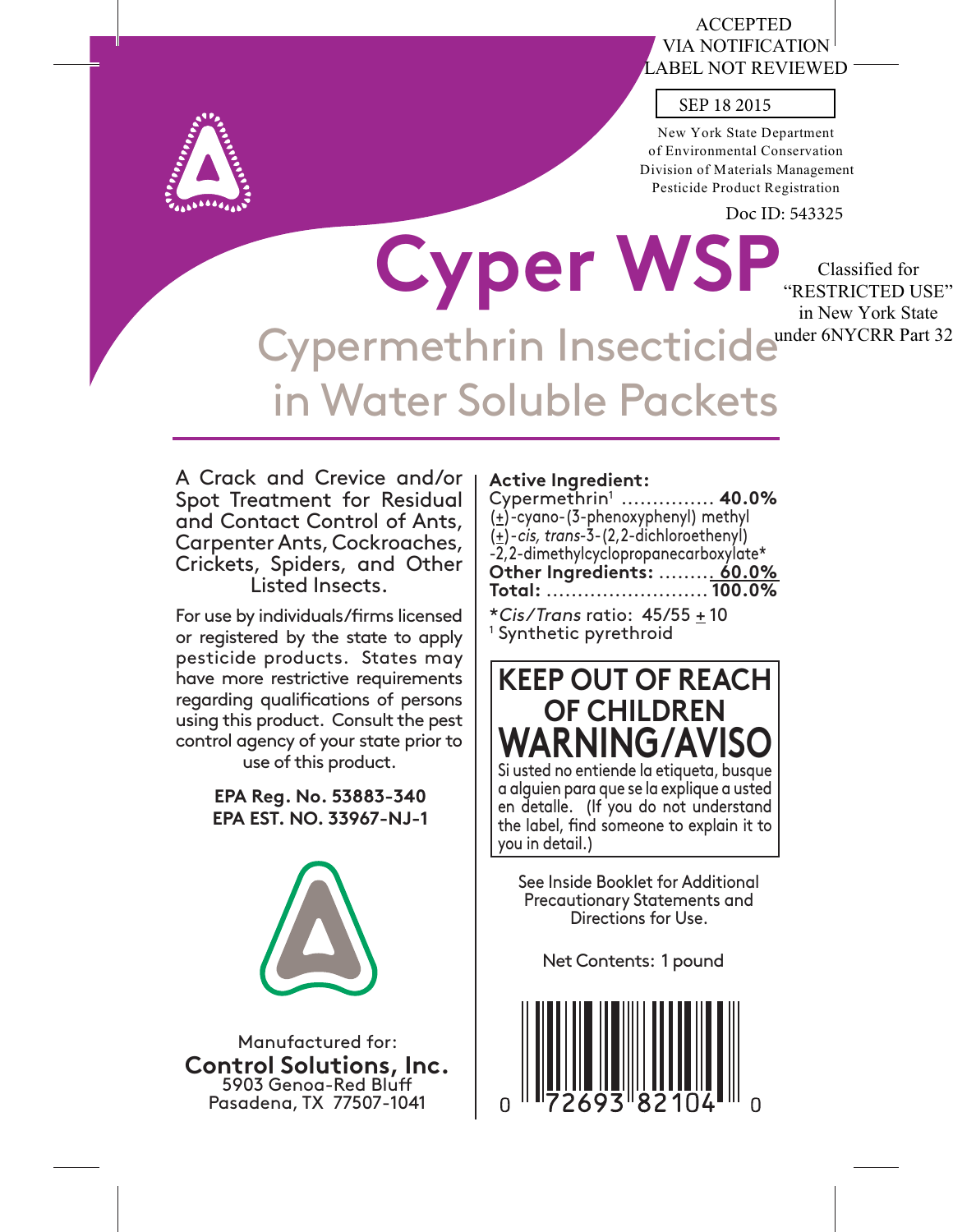ACCEPTED
VIA NOTIFICATION
LABEL NOT REVIEWED

SEP 18 2015

New York State Department
of Environmental Conservation
Division of Materials Management
Pesticide Product Registration

Doc ID: 543325

# Cyper WSP

Classified for "RESTRICTED USE" in New York State under 6NYCRR Part 32

## Cypermethrin Insecticide in Water Soluble Packets

A Crack and Crevice and/or Spot Treatment for Residual and Contact Control of Ants, Carpenter Ants, Cockroaches, Crickets, Spiders, and Other Listed Insects.

For use by individuals/firms licensed or registered by the state to apply pesticide products. States may have more restrictive requirements regarding qualifications of persons using this product. Consult the pest control agency of your state prior to use of this product.

**EPA Reg. No. 53883-340**
**EPA EST. NO. 33967-NJ-1**

Manufactured for:
**Control Solutions, Inc.**
5903 Genoa-Red Bluff
Pasadena, TX 77507-1041

**Active Ingredient:**
Cypermethrin[1] ............... **40.0%**
(±)-cyano-(3-phenoxyphenyl) methyl (±)-*cis, trans*-3-(2,2-dichloroethenyl) -2,2-dimethylcyclopropanecarboxylate*
**Other Ingredients:** ......... **60.0%**
**Total:** .......................... **100.0%**

**Cis/Trans* ratio: 45/55 ± 10
[1] Synthetic pyrethroid

**KEEP OUT OF REACH OF CHILDREN**
**WARNING/AVISO**
Si usted no entiende la etiqueta, busque a alguien para que se la explique a usted en detalle. (If you do not understand the label, find someone to explain it to you in detail.)

See Inside Booklet for Additional Precautionary Statements and Directions for Use.

Net Contents: 1 pound

0 72693 82104 0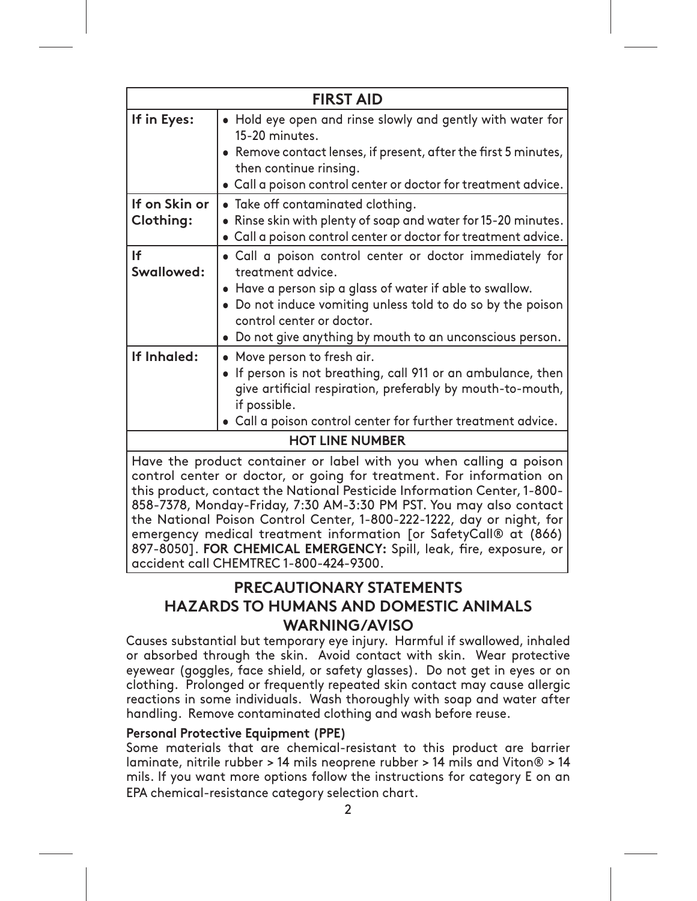| FIRST AID | |
|---|---|
| **If in Eyes:** | • Hold eye open and rinse slowly and gently with water for 15-20 minutes.<br>• Remove contact lenses, if present, after the first 5 minutes, then continue rinsing.<br>• Call a poison control center or doctor for treatment advice. |
| **If on Skin or Clothing:** | • Take off contaminated clothing.<br>• Rinse skin with plenty of soap and water for 15-20 minutes.<br>• Call a poison control center or doctor for treatment advice. |
| **If Swallowed:** | • Call a poison control center or doctor immediately for treatment advice.<br>• Have a person sip a glass of water if able to swallow.<br>• Do not induce vomiting unless told to do so by the poison control center or doctor.<br>• Do not give anything by mouth to an unconscious person. |
| **If Inhaled:** | • Move person to fresh air.<br>• If person is not breathing, call 911 or an ambulance, then give artificial respiration, preferably by mouth-to-mouth, if possible.<br>• Call a poison control center for further treatment advice. |
| **HOT LINE NUMBER** | |
| Have the product container or label with you when calling a poison control center or doctor, or going for treatment. For information on this product, contact the National Pesticide Information Center, 1-800-858-7378, Monday-Friday, 7:30 AM-3:30 PM PST. You may also contact the National Poison Control Center, 1-800-222-1222, day or night, for emergency medical treatment information [or SafetyCall® at (866) 897-8050]. **FOR CHEMICAL EMERGENCY:** Spill, leak, fire, exposure, or accident call CHEMTREC 1-800-424-9300. | |

## PRECAUTIONARY STATEMENTS

## HAZARDS TO HUMANS AND DOMESTIC ANIMALS

## WARNING/AVISO

Causes substantial but temporary eye injury. Harmful if swallowed, inhaled or absorbed through the skin. Avoid contact with skin. Wear protective eyewear (goggles, face shield, or safety glasses). Do not get in eyes or on clothing. Prolonged or frequently repeated skin contact may cause allergic reactions in some individuals. Wash thoroughly with soap and water after handling. Remove contaminated clothing and wash before reuse.

**Personal Protective Equipment (PPE)**

Some materials that are chemical-resistant to this product are barrier laminate, nitrile rubber > 14 mils neoprene rubber > 14 mils and Viton® > 14 mils. If you want more options follow the instructions for category E on an EPA chemical-resistance category selection chart.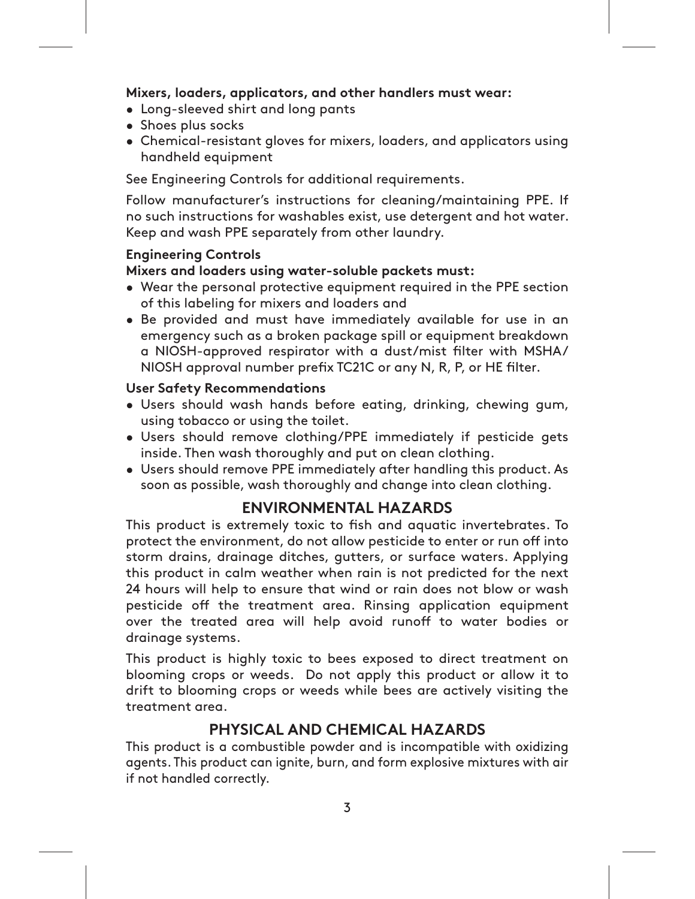**Mixers, loaders, applicators, and other handlers must wear:**

- Long-sleeved shirt and long pants
- Shoes plus socks
- Chemical-resistant gloves for mixers, loaders, and applicators using handheld equipment

See Engineering Controls for additional requirements.

Follow manufacturer's instructions for cleaning/maintaining PPE. If no such instructions for washables exist, use detergent and hot water. Keep and wash PPE separately from other laundry.

**Engineering Controls**

**Mixers and loaders using water-soluble packets must:**

- Wear the personal protective equipment required in the PPE section of this labeling for mixers and loaders and
- Be provided and must have immediately available for use in an emergency such as a broken package spill or equipment breakdown a NIOSH-approved respirator with a dust/mist filter with MSHA/NIOSH approval number prefix TC21C or any N, R, P, or HE filter.

**User Safety Recommendations**

- Users should wash hands before eating, drinking, chewing gum, using tobacco or using the toilet.
- Users should remove clothing/PPE immediately if pesticide gets inside. Then wash thoroughly and put on clean clothing.
- Users should remove PPE immediately after handling this product. As soon as possible, wash thoroughly and change into clean clothing.

## ENVIRONMENTAL HAZARDS

This product is extremely toxic to fish and aquatic invertebrates. To protect the environment, do not allow pesticide to enter or run off into storm drains, drainage ditches, gutters, or surface waters. Applying this product in calm weather when rain is not predicted for the next 24 hours will help to ensure that wind or rain does not blow or wash pesticide off the treatment area. Rinsing application equipment over the treated area will help avoid runoff to water bodies or drainage systems.

This product is highly toxic to bees exposed to direct treatment on blooming crops or weeds. Do not apply this product or allow it to drift to blooming crops or weeds while bees are actively visiting the treatment area.

## PHYSICAL AND CHEMICAL HAZARDS

This product is a combustible powder and is incompatible with oxidizing agents. This product can ignite, burn, and form explosive mixtures with air if not handled correctly.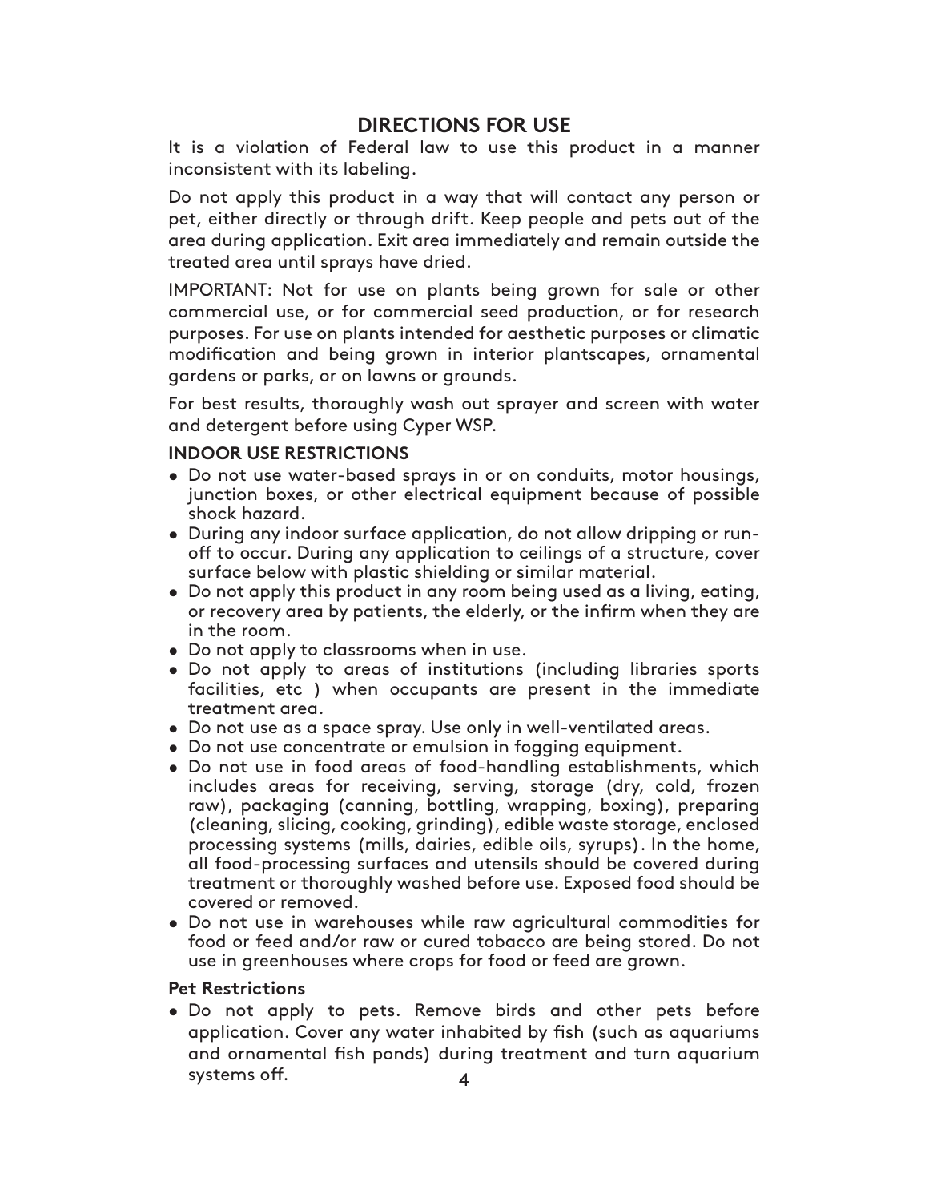## DIRECTIONS FOR USE

It is a violation of Federal law to use this product in a manner inconsistent with its labeling.

Do not apply this product in a way that will contact any person or pet, either directly or through drift. Keep people and pets out of the area during application. Exit area immediately and remain outside the treated area until sprays have dried.

IMPORTANT: Not for use on plants being grown for sale or other commercial use, or for commercial seed production, or for research purposes. For use on plants intended for aesthetic purposes or climatic modification and being grown in interior plantscapes, ornamental gardens or parks, or on lawns or grounds.

For best results, thoroughly wash out sprayer and screen with water and detergent before using Cyper WSP.

### INDOOR USE RESTRICTIONS

- Do not use water-based sprays in or on conduits, motor housings, junction boxes, or other electrical equipment because of possible shock hazard.
- During any indoor surface application, do not allow dripping or run-off to occur. During any application to ceilings of a structure, cover surface below with plastic shielding or similar material.
- Do not apply this product in any room being used as a living, eating, or recovery area by patients, the elderly, or the infirm when they are in the room.
- Do not apply to classrooms when in use.
- Do not apply to areas of institutions (including libraries sports facilities, etc ) when occupants are present in the immediate treatment area.
- Do not use as a space spray. Use only in well-ventilated areas.
- Do not use concentrate or emulsion in fogging equipment.
- Do not use in food areas of food-handling establishments, which includes areas for receiving, serving, storage (dry, cold, frozen raw), packaging (canning, bottling, wrapping, boxing), preparing (cleaning, slicing, cooking, grinding), edible waste storage, enclosed processing systems (mills, dairies, edible oils, syrups). In the home, all food-processing surfaces and utensils should be covered during treatment or thoroughly washed before use. Exposed food should be covered or removed.
- Do not use in warehouses while raw agricultural commodities for food or feed and/or raw or cured tobacco are being stored. Do not use in greenhouses where crops for food or feed are grown.

### Pet Restrictions

- Do not apply to pets. Remove birds and other pets before application. Cover any water inhabited by fish (such as aquariums and ornamental fish ponds) during treatment and turn aquarium systems off.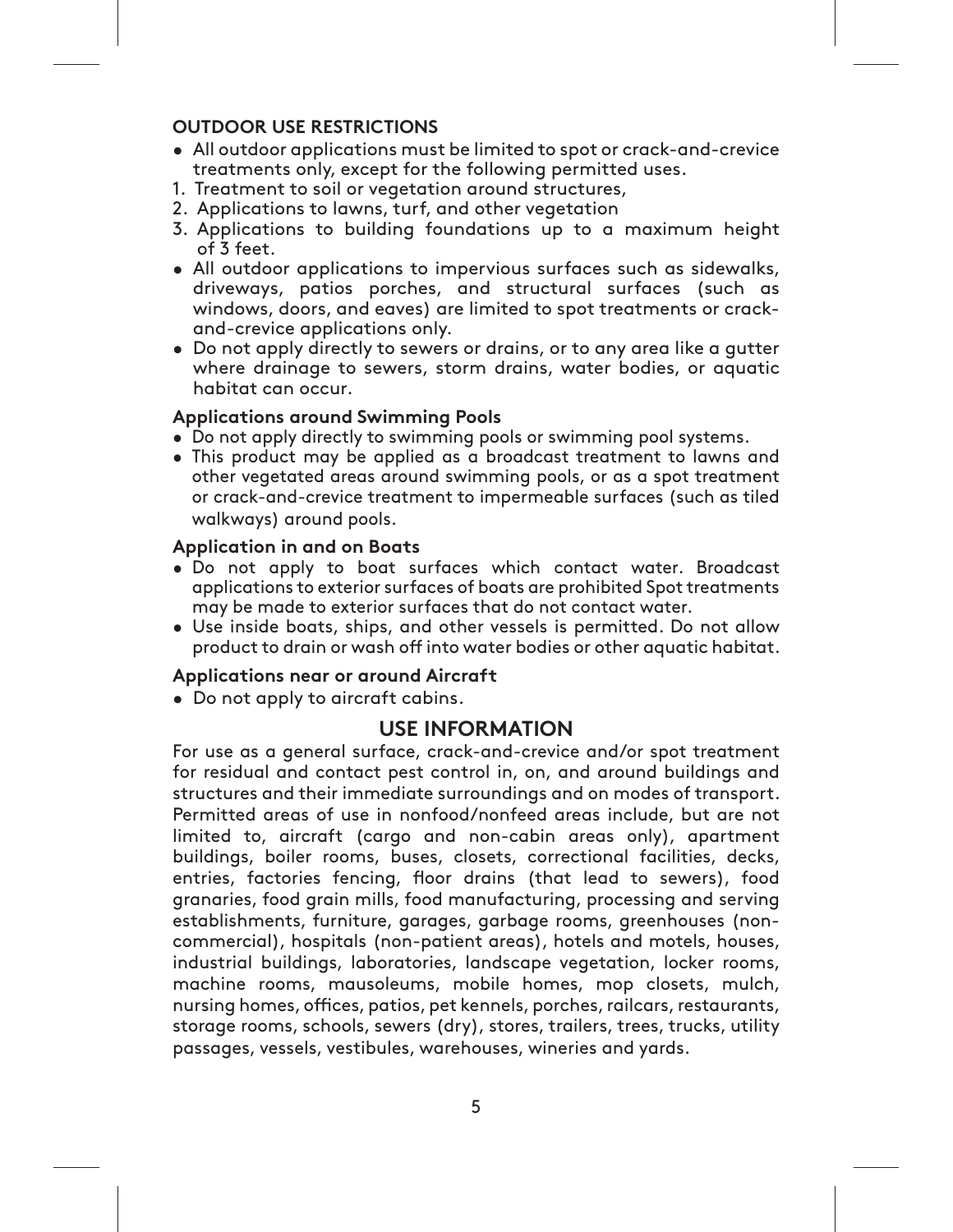### OUTDOOR USE RESTRICTIONS

- All outdoor applications must be limited to spot or crack-and-crevice treatments only, except for the following permitted uses.

1. Treatment to soil or vegetation around structures,
2. Applications to lawns, turf, and other vegetation
3. Applications to building foundations up to a maximum height of 3 feet.

- All outdoor applications to impervious surfaces such as sidewalks, driveways, patios porches, and structural surfaces (such as windows, doors, and eaves) are limited to spot treatments or crack-and-crevice applications only.
- Do not apply directly to sewers or drains, or to any area like a gutter where drainage to sewers, storm drains, water bodies, or aquatic habitat can occur.

**Applications around Swimming Pools**

- Do not apply directly to swimming pools or swimming pool systems.
- This product may be applied as a broadcast treatment to lawns and other vegetated areas around swimming pools, or as a spot treatment or crack-and-crevice treatment to impermeable surfaces (such as tiled walkways) around pools.

**Application in and on Boats**

- Do not apply to boat surfaces which contact water. Broadcast applications to exterior surfaces of boats are prohibited Spot treatments may be made to exterior surfaces that do not contact water.
- Use inside boats, ships, and other vessels is permitted. Do not allow product to drain or wash off into water bodies or other aquatic habitat.

**Applications near or around Aircraft**

- Do not apply to aircraft cabins.

## USE INFORMATION

For use as a general surface, crack-and-crevice and/or spot treatment for residual and contact pest control in, on, and around buildings and structures and their immediate surroundings and on modes of transport. Permitted areas of use in nonfood/nonfeed areas include, but are not limited to, aircraft (cargo and non-cabin areas only), apartment buildings, boiler rooms, buses, closets, correctional facilities, decks, entries, factories fencing, floor drains (that lead to sewers), food granaries, food grain mills, food manufacturing, processing and serving establishments, furniture, garages, garbage rooms, greenhouses (non-commercial), hospitals (non-patient areas), hotels and motels, houses, industrial buildings, laboratories, landscape vegetation, locker rooms, machine rooms, mausoleums, mobile homes, mop closets, mulch, nursing homes, offices, patios, pet kennels, porches, railcars, restaurants, storage rooms, schools, sewers (dry), stores, trailers, trees, trucks, utility passages, vessels, vestibules, warehouses, wineries and yards.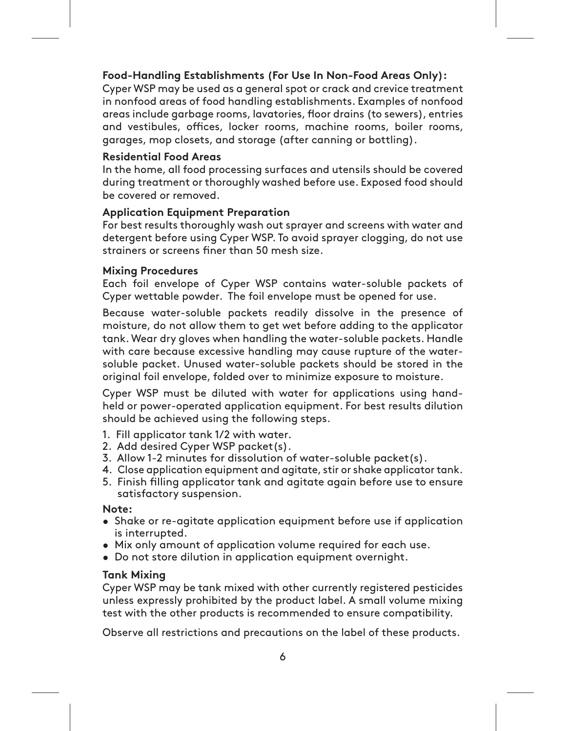**Food-Handling Establishments (For Use In Non-Food Areas Only):**
Cyper WSP may be used as a general spot or crack and crevice treatment in nonfood areas of food handling establishments. Examples of nonfood areas include garbage rooms, lavatories, floor drains (to sewers), entries and vestibules, offices, locker rooms, machine rooms, boiler rooms, garages, mop closets, and storage (after canning or bottling).

**Residential Food Areas**
In the home, all food processing surfaces and utensils should be covered during treatment or thoroughly washed before use. Exposed food should be covered or removed.

**Application Equipment Preparation**
For best results thoroughly wash out sprayer and screens with water and detergent before using Cyper WSP. To avoid sprayer clogging, do not use strainers or screens finer than 50 mesh size.

**Mixing Procedures**
Each foil envelope of Cyper WSP contains water-soluble packets of Cyper wettable powder. The foil envelope must be opened for use.

Because water-soluble packets readily dissolve in the presence of moisture, do not allow them to get wet before adding to the applicator tank. Wear dry gloves when handling the water-soluble packets. Handle with care because excessive handling may cause rupture of the water-soluble packet. Unused water-soluble packets should be stored in the original foil envelope, folded over to minimize exposure to moisture.

Cyper WSP must be diluted with water for applications using hand-held or power-operated application equipment. For best results dilution should be achieved using the following steps.

1. Fill applicator tank 1/2 with water.
2. Add desired Cyper WSP packet(s).
3. Allow 1-2 minutes for dissolution of water-soluble packet(s).
4. Close application equipment and agitate, stir or shake applicator tank.
5. Finish filling applicator tank and agitate again before use to ensure satisfactory suspension.

**Note:**
- Shake or re-agitate application equipment before use if application is interrupted.
- Mix only amount of application volume required for each use.
- Do not store dilution in application equipment overnight.

**Tank Mixing**
Cyper WSP may be tank mixed with other currently registered pesticides unless expressly prohibited by the product label. A small volume mixing test with the other products is recommended to ensure compatibility.

Observe all restrictions and precautions on the label of these products.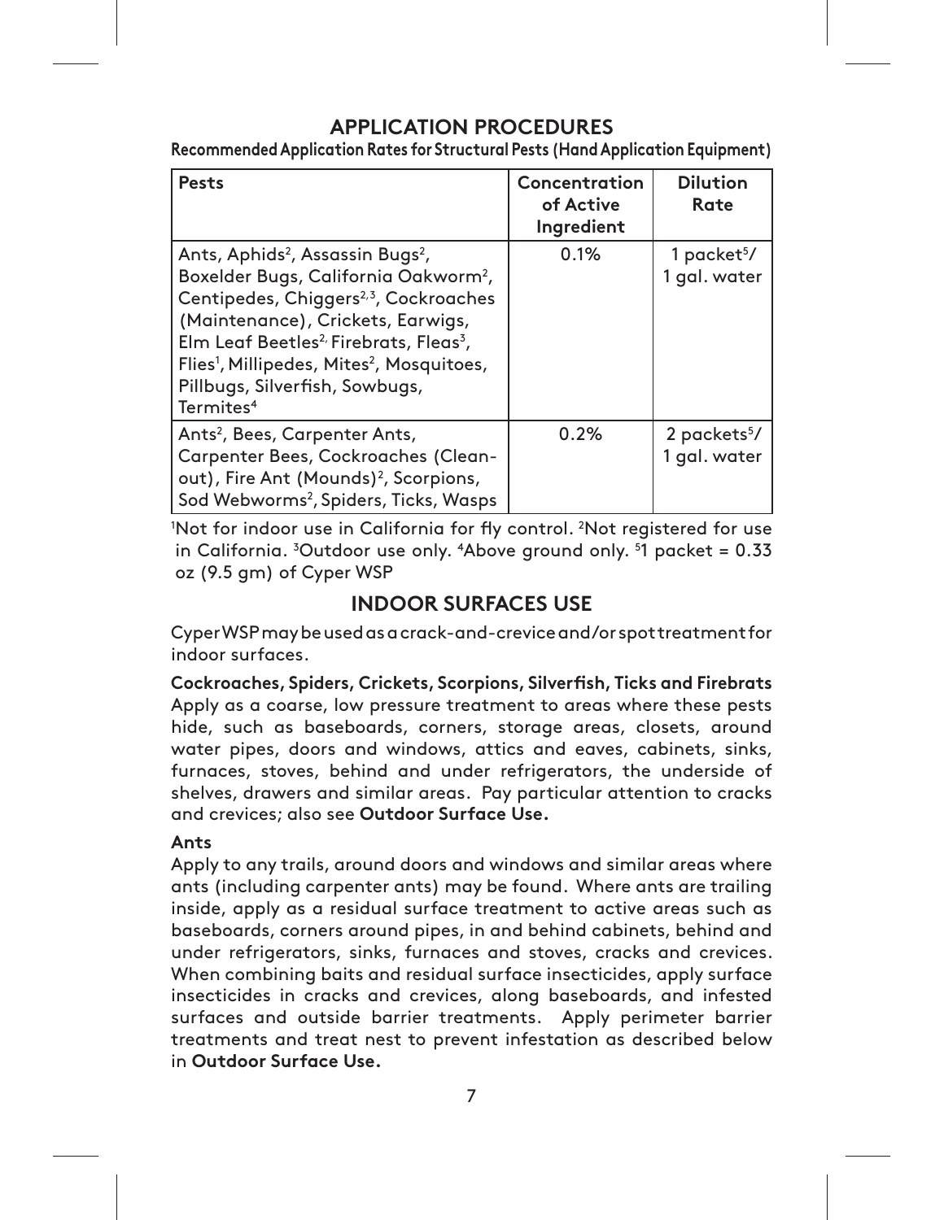## APPLICATION PROCEDURES

**Recommended Application Rates for Structural Pests (Hand Application Equipment)**

| Pests | Concentration of Active Ingredient | Dilution Rate |
|---|---|---|
| Ants, Aphids[2], Assassin Bugs[2], Boxelder Bugs, California Oakworm[2], Centipedes, Chiggers[2,3], Cockroaches (Maintenance), Crickets, Earwigs, Elm Leaf Beetles[2], Firebrats, Fleas[3], Flies[1], Millipedes, Mites[2], Mosquitoes, Pillbugs, Silverfish, Sowbugs, Termites[4] | 0.1% | 1 packet[5]/ 1 gal. water |
| Ants[2], Bees, Carpenter Ants, Carpenter Bees, Cockroaches (Clean-out), Fire Ant (Mounds)[2], Scorpions, Sod Webworms[2], Spiders, Ticks, Wasps | 0.2% | 2 packets[5]/ 1 gal. water |

[1]Not for indoor use in California for fly control. [2]Not registered for use in California. [3]Outdoor use only. [4]Above ground only. [5]1 packet = 0.33 oz (9.5 gm) of Cyper WSP

## INDOOR SURFACES USE

Cyper WSP may be used as a crack-and-crevice and/or spot treatment for indoor surfaces.

**Cockroaches, Spiders, Crickets, Scorpions, Silverfish, Ticks and Firebrats**
Apply as a coarse, low pressure treatment to areas where these pests hide, such as baseboards, corners, storage areas, closets, around water pipes, doors and windows, attics and eaves, cabinets, sinks, furnaces, stoves, behind and under refrigerators, the underside of shelves, drawers and similar areas. Pay particular attention to cracks and crevices; also see **Outdoor Surface Use.**

**Ants**
Apply to any trails, around doors and windows and similar areas where ants (including carpenter ants) may be found. Where ants are trailing inside, apply as a residual surface treatment to active areas such as baseboards, corners around pipes, in and behind cabinets, behind and under refrigerators, sinks, furnaces and stoves, cracks and crevices. When combining baits and residual surface insecticides, apply surface insecticides in cracks and crevices, along baseboards, and infested surfaces and outside barrier treatments. Apply perimeter barrier treatments and treat nest to prevent infestation as described below in **Outdoor Surface Use.**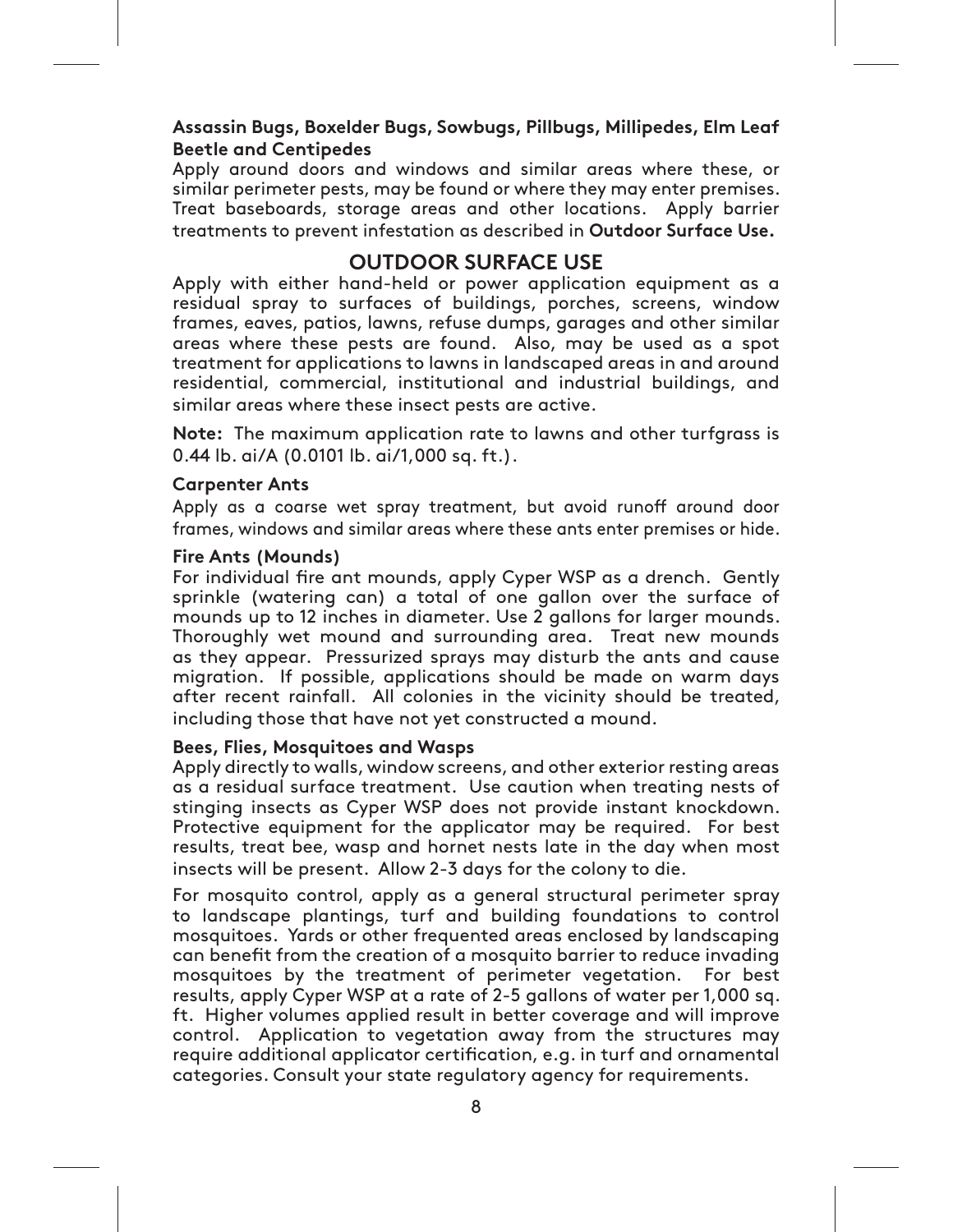**Assassin Bugs, Boxelder Bugs, Sowbugs, Pillbugs, Millipedes, Elm Leaf Beetle and Centipedes**

Apply around doors and windows and similar areas where these, or similar perimeter pests, may be found or where they may enter premises. Treat baseboards, storage areas and other locations. Apply barrier treatments to prevent infestation as described in **Outdoor Surface Use.**

## OUTDOOR SURFACE USE

Apply with either hand-held or power application equipment as a residual spray to surfaces of buildings, porches, screens, window frames, eaves, patios, lawns, refuse dumps, garages and other similar areas where these pests are found. Also, may be used as a spot treatment for applications to lawns in landscaped areas in and around residential, commercial, institutional and industrial buildings, and similar areas where these insect pests are active.

**Note:** The maximum application rate to lawns and other turfgrass is 0.44 lb. ai/A (0.0101 lb. ai/1,000 sq. ft.).

**Carpenter Ants**

Apply as a coarse wet spray treatment, but avoid runoff around door frames, windows and similar areas where these ants enter premises or hide.

**Fire Ants (Mounds)**

For individual fire ant mounds, apply Cyper WSP as a drench. Gently sprinkle (watering can) a total of one gallon over the surface of mounds up to 12 inches in diameter. Use 2 gallons for larger mounds. Thoroughly wet mound and surrounding area. Treat new mounds as they appear. Pressurized sprays may disturb the ants and cause migration. If possible, applications should be made on warm days after recent rainfall. All colonies in the vicinity should be treated, including those that have not yet constructed a mound.

**Bees, Flies, Mosquitoes and Wasps**

Apply directly to walls, window screens, and other exterior resting areas as a residual surface treatment. Use caution when treating nests of stinging insects as Cyper WSP does not provide instant knockdown. Protective equipment for the applicator may be required. For best results, treat bee, wasp and hornet nests late in the day when most insects will be present. Allow 2-3 days for the colony to die.

For mosquito control, apply as a general structural perimeter spray to landscape plantings, turf and building foundations to control mosquitoes. Yards or other frequented areas enclosed by landscaping can benefit from the creation of a mosquito barrier to reduce invading mosquitoes by the treatment of perimeter vegetation. For best results, apply Cyper WSP at a rate of 2-5 gallons of water per 1,000 sq. ft. Higher volumes applied result in better coverage and will improve control. Application to vegetation away from the structures may require additional applicator certification, e.g. in turf and ornamental categories. Consult your state regulatory agency for requirements.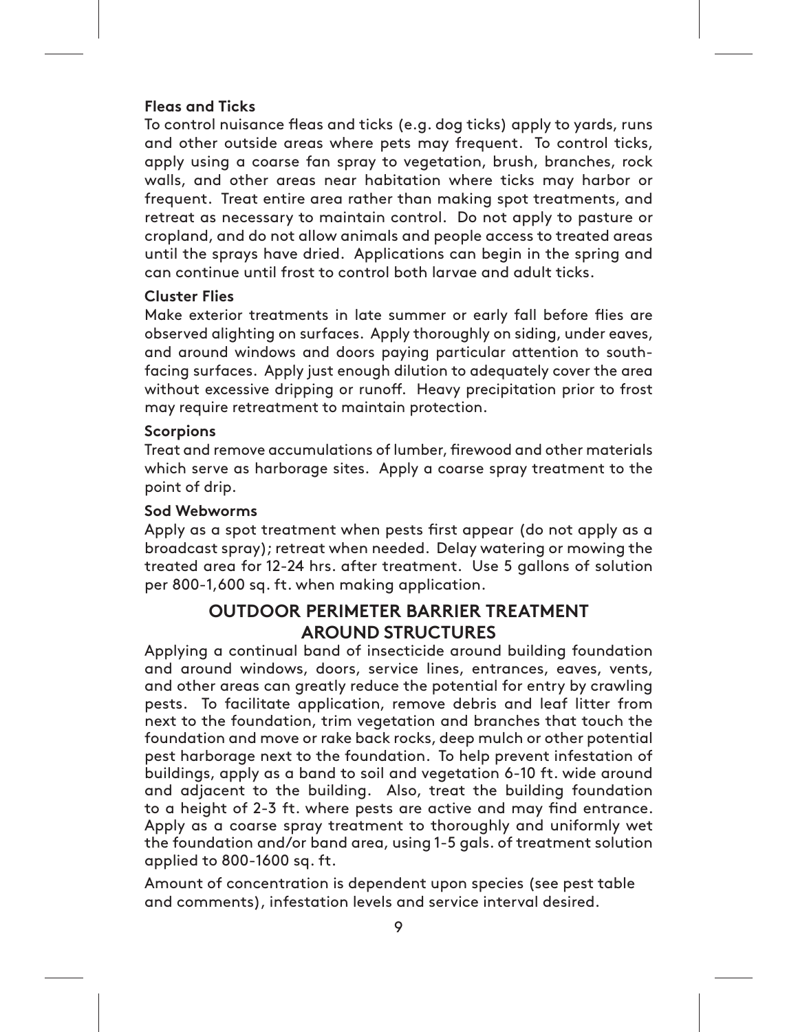**Fleas and Ticks**

To control nuisance fleas and ticks (e.g. dog ticks) apply to yards, runs and other outside areas where pets may frequent. To control ticks, apply using a coarse fan spray to vegetation, brush, branches, rock walls, and other areas near habitation where ticks may harbor or frequent. Treat entire area rather than making spot treatments, and retreat as necessary to maintain control. Do not apply to pasture or cropland, and do not allow animals and people access to treated areas until the sprays have dried. Applications can begin in the spring and can continue until frost to control both larvae and adult ticks.

**Cluster Flies**

Make exterior treatments in late summer or early fall before flies are observed alighting on surfaces. Apply thoroughly on siding, under eaves, and around windows and doors paying particular attention to south-facing surfaces. Apply just enough dilution to adequately cover the area without excessive dripping or runoff. Heavy precipitation prior to frost may require retreatment to maintain protection.

**Scorpions**

Treat and remove accumulations of lumber, firewood and other materials which serve as harborage sites. Apply a coarse spray treatment to the point of drip.

**Sod Webworms**

Apply as a spot treatment when pests first appear (do not apply as a broadcast spray); retreat when needed. Delay watering or mowing the treated area for 12-24 hrs. after treatment. Use 5 gallons of solution per 800-1,600 sq. ft. when making application.

## OUTDOOR PERIMETER BARRIER TREATMENT AROUND STRUCTURES

Applying a continual band of insecticide around building foundation and around windows, doors, service lines, entrances, eaves, vents, and other areas can greatly reduce the potential for entry by crawling pests. To facilitate application, remove debris and leaf litter from next to the foundation, trim vegetation and branches that touch the foundation and move or rake back rocks, deep mulch or other potential pest harborage next to the foundation. To help prevent infestation of buildings, apply as a band to soil and vegetation 6-10 ft. wide around and adjacent to the building. Also, treat the building foundation to a height of 2-3 ft. where pests are active and may find entrance. Apply as a coarse spray treatment to thoroughly and uniformly wet the foundation and/or band area, using 1-5 gals. of treatment solution applied to 800-1600 sq. ft.

Amount of concentration is dependent upon species (see pest table and comments), infestation levels and service interval desired.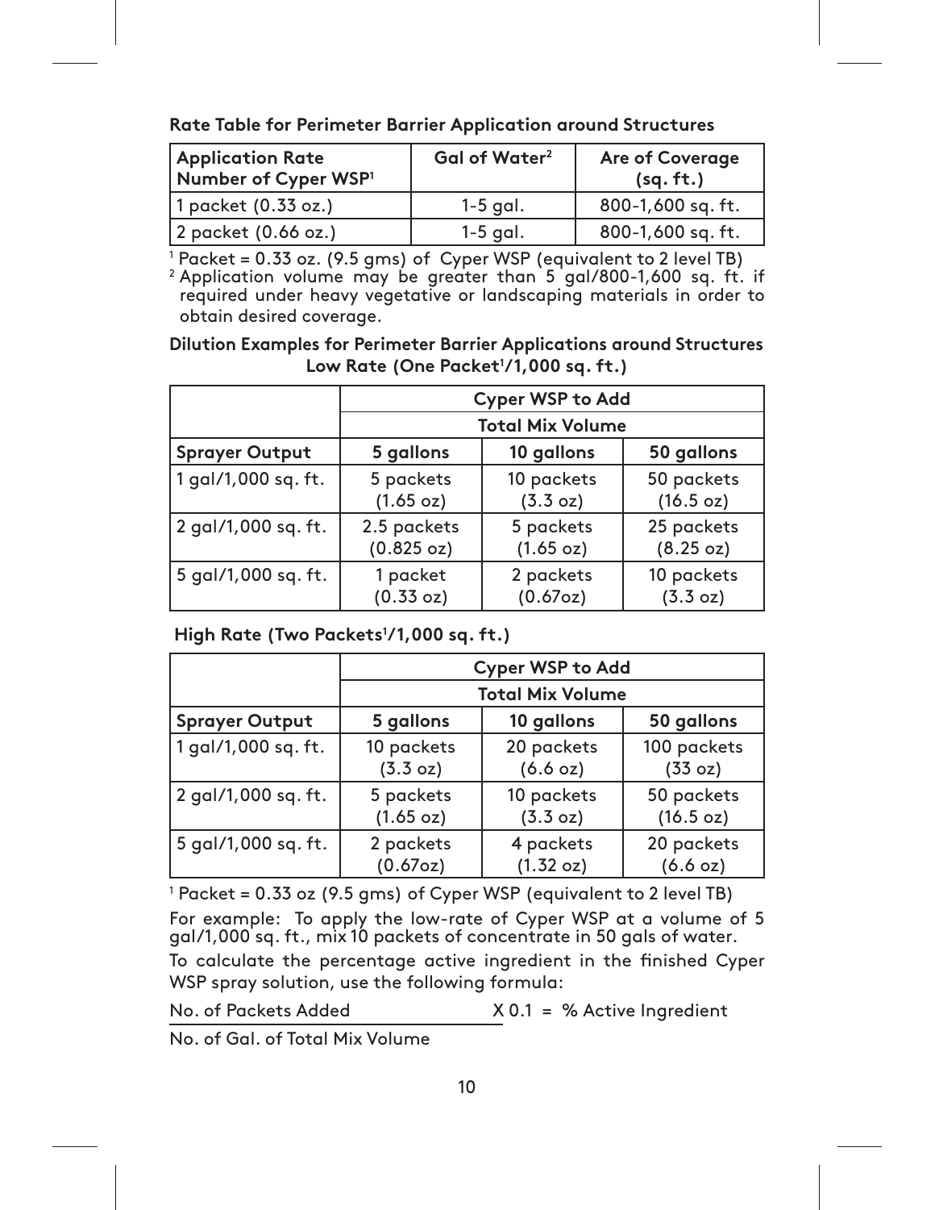**Rate Table for Perimeter Barrier Application around Structures**

| Application Rate Number of Cyper WSP[1] | Gal of Water[2] | Are of Coverage (sq. ft.) |
|---|---|---|
| 1 packet (0.33 oz.) | 1-5 gal. | 800-1,600 sq. ft. |
| 2 packet (0.66 oz.) | 1-5 gal. | 800-1,600 sq. ft. |

[1] Packet = 0.33 oz. (9.5 gms) of Cyper WSP (equivalent to 2 level TB)
[2] Application volume may be greater than 5 gal/800-1,600 sq. ft. if required under heavy vegetative or landscaping materials in order to obtain desired coverage.

**Dilution Examples for Perimeter Barrier Applications around Structures**
**Low Rate (One Packet[1]/1,000 sq. ft.)**

| | Cyper WSP to Add | | |
|---|---|---|---|
| | Total Mix Volume | | |
| **Sprayer Output** | **5 gallons** | **10 gallons** | **50 gallons** |
| 1 gal/1,000 sq. ft. | 5 packets (1.65 oz) | 10 packets (3.3 oz) | 50 packets (16.5 oz) |
| 2 gal/1,000 sq. ft. | 2.5 packets (0.825 oz) | 5 packets (1.65 oz) | 25 packets (8.25 oz) |
| 5 gal/1,000 sq. ft. | 1 packet (0.33 oz) | 2 packets (0.67oz) | 10 packets (3.3 oz) |

**High Rate (Two Packets[1]/1,000 sq. ft.)**

| | Cyper WSP to Add | | |
|---|---|---|---|
| | Total Mix Volume | | |
| **Sprayer Output** | **5 gallons** | **10 gallons** | **50 gallons** |
| 1 gal/1,000 sq. ft. | 10 packets (3.3 oz) | 20 packets (6.6 oz) | 100 packets (33 oz) |
| 2 gal/1,000 sq. ft. | 5 packets (1.65 oz) | 10 packets (3.3 oz) | 50 packets (16.5 oz) |
| 5 gal/1,000 sq. ft. | 2 packets (0.67oz) | 4 packets (1.32 oz) | 20 packets (6.6 oz) |

[1] Packet = 0.33 oz (9.5 gms) of Cyper WSP (equivalent to 2 level TB)

For example: To apply the low-rate of Cyper WSP at a volume of 5 gal/1,000 sq. ft., mix 10 packets of concentrate in 50 gals of water.

To calculate the percentage active ingredient in the finished Cyper WSP spray solution, use the following formula:

$$\frac{\text{No. of Packets Added}}{\text{No. of Gal. of Total Mix Volume}} \times 0.1 = \text{\% Active Ingredient}$$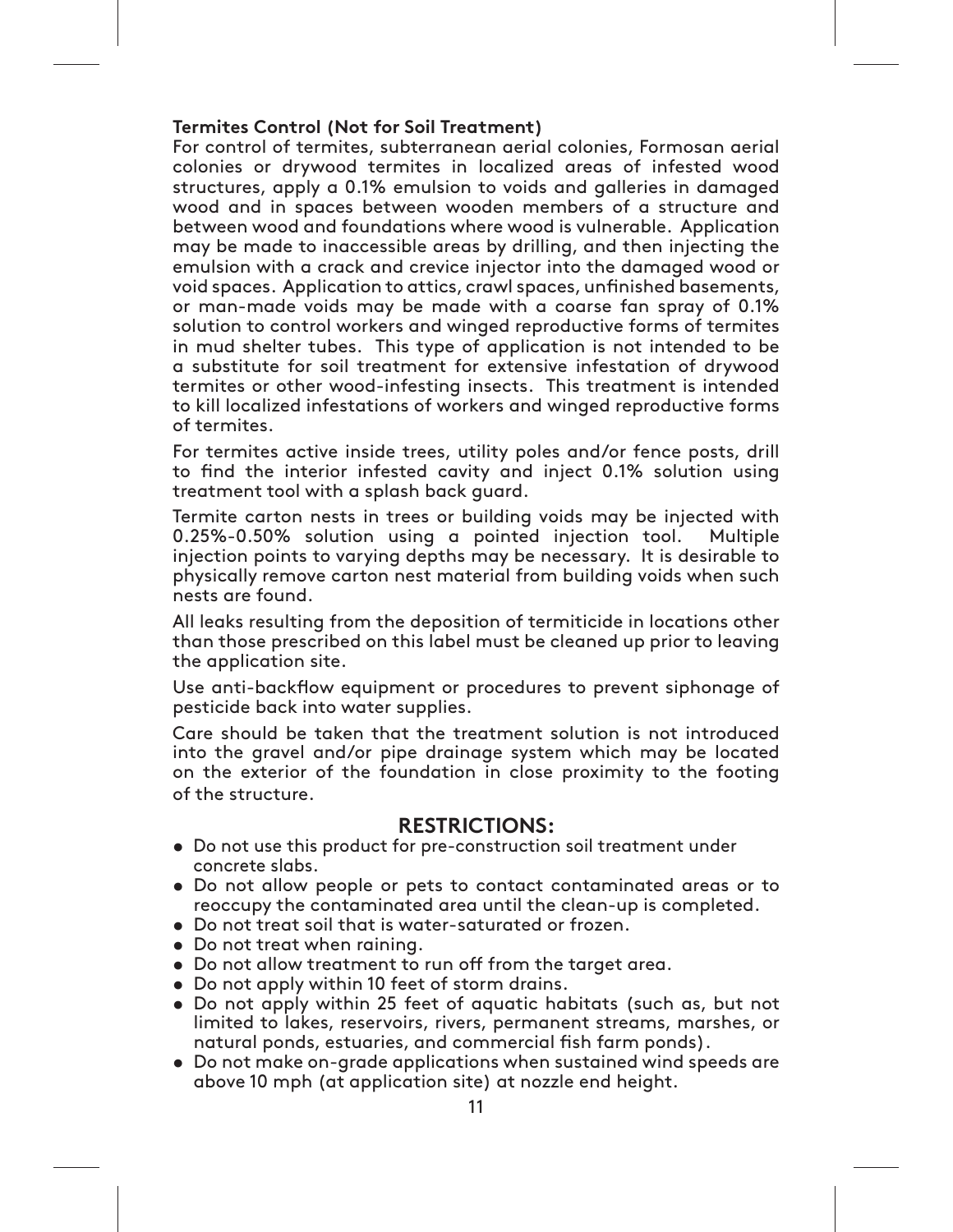**Termites Control (Not for Soil Treatment)**

For control of termites, subterranean aerial colonies, Formosan aerial colonies or drywood termites in localized areas of infested wood structures, apply a 0.1% emulsion to voids and galleries in damaged wood and in spaces between wooden members of a structure and between wood and foundations where wood is vulnerable. Application may be made to inaccessible areas by drilling, and then injecting the emulsion with a crack and crevice injector into the damaged wood or void spaces. Application to attics, crawl spaces, unfinished basements, or man-made voids may be made with a coarse fan spray of 0.1% solution to control workers and winged reproductive forms of termites in mud shelter tubes. This type of application is not intended to be a substitute for soil treatment for extensive infestation of drywood termites or other wood-infesting insects. This treatment is intended to kill localized infestations of workers and winged reproductive forms of termites.

For termites active inside trees, utility poles and/or fence posts, drill to find the interior infested cavity and inject 0.1% solution using treatment tool with a splash back guard.

Termite carton nests in trees or building voids may be injected with 0.25%-0.50% solution using a pointed injection tool. Multiple injection points to varying depths may be necessary. It is desirable to physically remove carton nest material from building voids when such nests are found.

All leaks resulting from the deposition of termiticide in locations other than those prescribed on this label must be cleaned up prior to leaving the application site.

Use anti-backflow equipment or procedures to prevent siphonage of pesticide back into water supplies.

Care should be taken that the treatment solution is not introduced into the gravel and/or pipe drainage system which may be located on the exterior of the foundation in close proximity to the footing of the structure.

## RESTRICTIONS:

- Do not use this product for pre-construction soil treatment under concrete slabs.
- Do not allow people or pets to contact contaminated areas or to reoccupy the contaminated area until the clean-up is completed.
- Do not treat soil that is water-saturated or frozen.
- Do not treat when raining.
- Do not allow treatment to run off from the target area.
- Do not apply within 10 feet of storm drains.
- Do not apply within 25 feet of aquatic habitats (such as, but not limited to lakes, reservoirs, rivers, permanent streams, marshes, or natural ponds, estuaries, and commercial fish farm ponds).
- Do not make on-grade applications when sustained wind speeds are above 10 mph (at application site) at nozzle end height.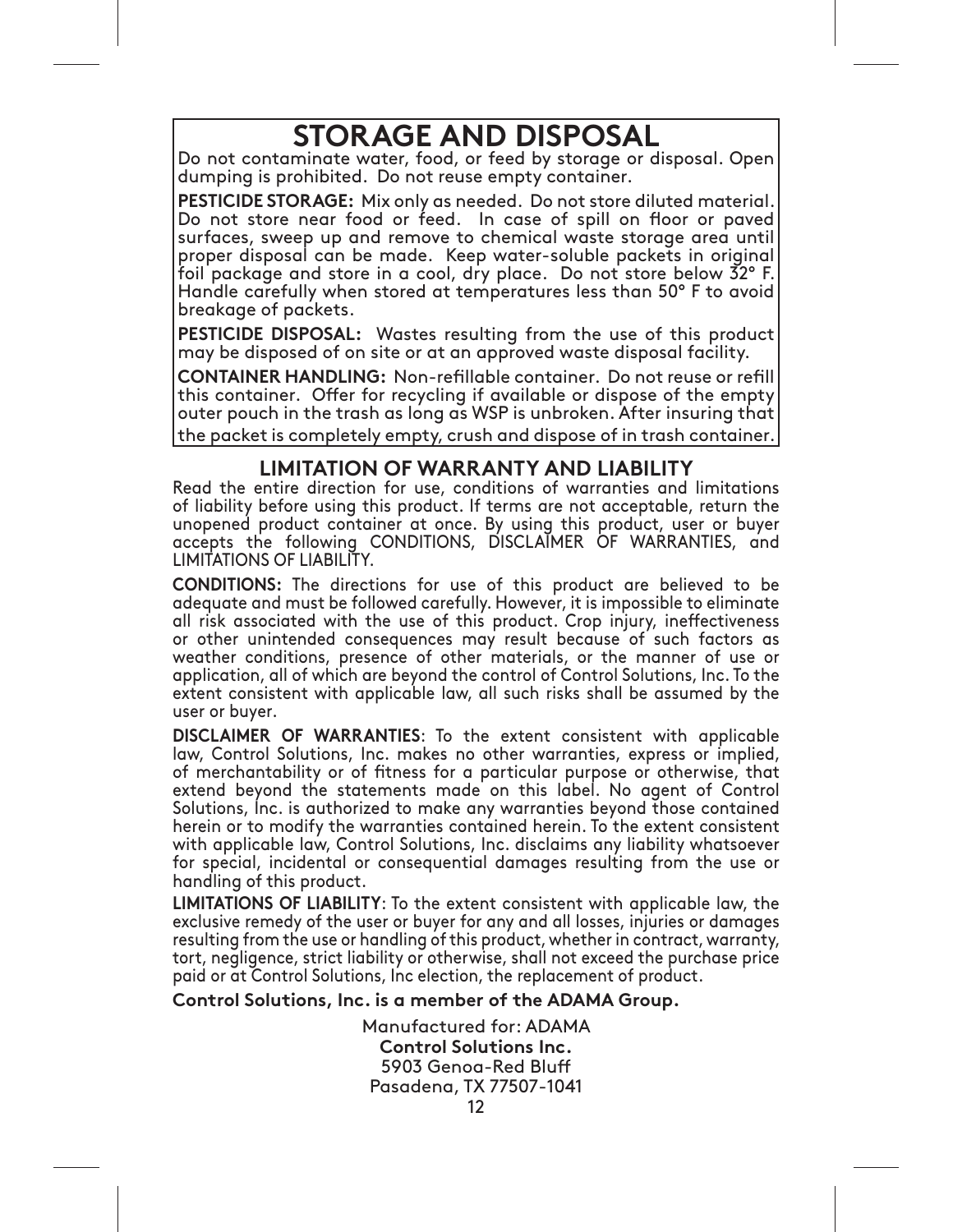# STORAGE AND DISPOSAL

Do not contaminate water, food, or feed by storage or disposal. Open dumping is prohibited. Do not reuse empty container.

**PESTICIDE STORAGE:** Mix only as needed. Do not store diluted material. Do not store near food or feed. In case of spill on floor or paved surfaces, sweep up and remove to chemical waste storage area until proper disposal can be made. Keep water-soluble packets in original foil package and store in a cool, dry place. Do not store below 32° F. Handle carefully when stored at temperatures less than 50° F to avoid breakage of packets.

**PESTICIDE DISPOSAL:** Wastes resulting from the use of this product may be disposed of on site or at an approved waste disposal facility.

**CONTAINER HANDLING:** Non-refillable container. Do not reuse or refill this container. Offer for recycling if available or dispose of the empty outer pouch in the trash as long as WSP is unbroken. After insuring that the packet is completely empty, crush and dispose of in trash container.

## LIMITATION OF WARRANTY AND LIABILITY

Read the entire direction for use, conditions of warranties and limitations of liability before using this product. If terms are not acceptable, return the unopened product container at once. By using this product, user or buyer accepts the following CONDITIONS, DISCLAIMER OF WARRANTIES, and LIMITATIONS OF LIABILITY.

**CONDITIONS:** The directions for use of this product are believed to be adequate and must be followed carefully. However, it is impossible to eliminate all risk associated with the use of this product. Crop injury, ineffectiveness or other unintended consequences may result because of such factors as weather conditions, presence of other materials, or the manner of use or application, all of which are beyond the control of Control Solutions, Inc. To the extent consistent with applicable law, all such risks shall be assumed by the user or buyer.

**DISCLAIMER OF WARRANTIES**: To the extent consistent with applicable law, Control Solutions, Inc. makes no other warranties, express or implied, of merchantability or of fitness for a particular purpose or otherwise, that extend beyond the statements made on this label. No agent of Control Solutions, Inc. is authorized to make any warranties beyond those contained herein or to modify the warranties contained herein. To the extent consistent with applicable law, Control Solutions, Inc. disclaims any liability whatsoever for special, incidental or consequential damages resulting from the use or handling of this product.

**LIMITATIONS OF LIABILITY**: To the extent consistent with applicable law, the exclusive remedy of the user or buyer for any and all losses, injuries or damages resulting from the use or handling of this product, whether in contract, warranty, tort, negligence, strict liability or otherwise, shall not exceed the purchase price paid or at Control Solutions, Inc election, the replacement of product.

**Control Solutions, Inc. is a member of the ADAMA Group.**

Manufactured for: ADAMA
**Control Solutions Inc.**
5903 Genoa-Red Bluff
Pasadena, TX 77507-1041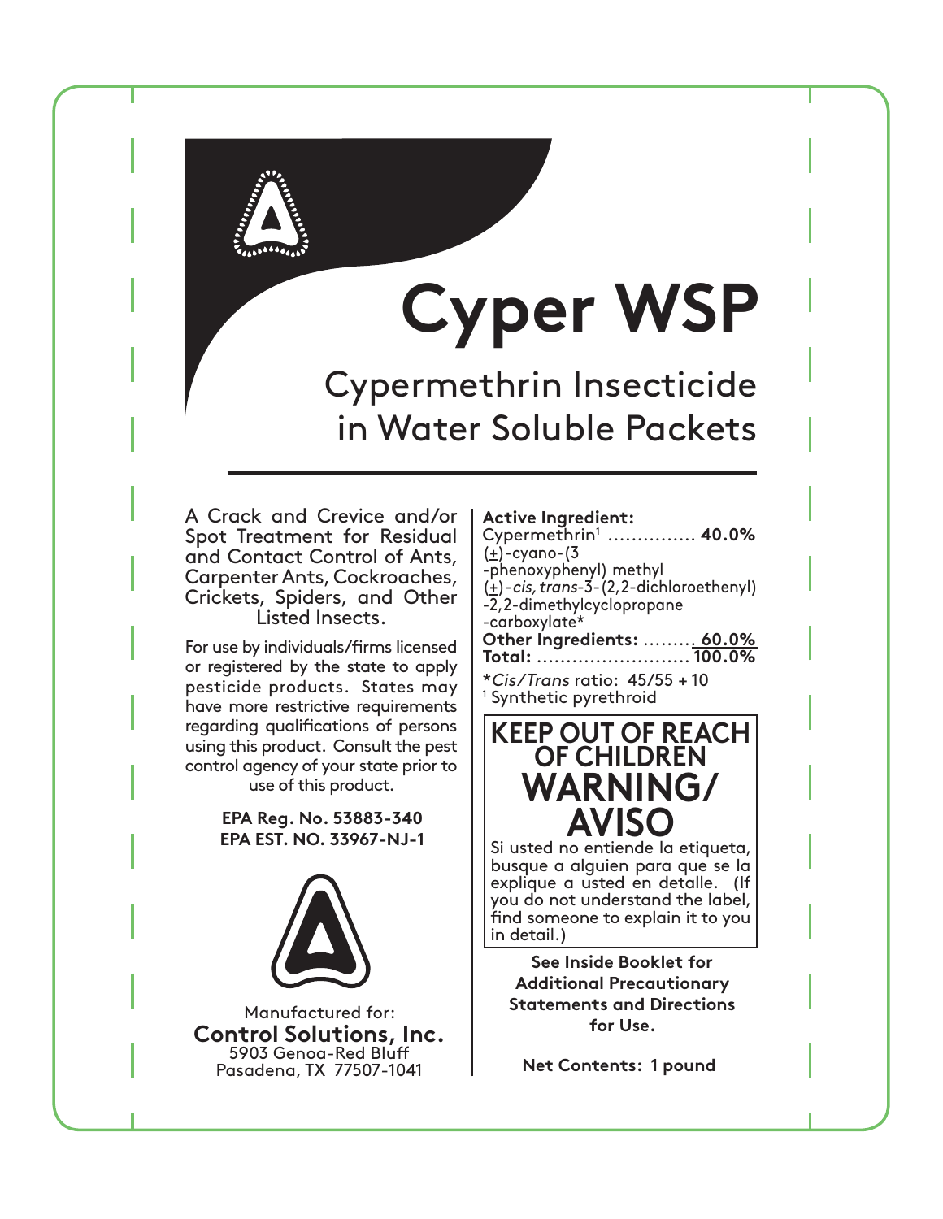# Cyper WSP

## Cypermethrin Insecticide in Water Soluble Packets

A Crack and Crevice and/or Spot Treatment for Residual and Contact Control of Ants, Carpenter Ants, Cockroaches, Crickets, Spiders, and Other Listed Insects.

For use by individuals/firms licensed or registered by the state to apply pesticide products. States may have more restrictive requirements regarding qualifications of persons using this product. Consult the pest control agency of your state prior to use of this product.

**EPA Reg. No. 53883-340**
**EPA EST. NO. 33967-NJ-1**

Manufactured for:
**Control Solutions, Inc.**
5903 Genoa-Red Bluff
Pasadena, TX 77507-1041

**Active Ingredient:**
Cypermethrin[1] ............... **40.0%**
(±)-cyano-(3-phenoxyphenyl) methyl (±)-*cis, trans*-3-(2,2-dichloroethenyl)-2,2-dimethylcyclopropane-carboxylate*
**Other Ingredients:** ......... **60.0%**
**Total:** .......................... **100.0%**

**Cis/Trans* ratio: 45/55 ± 10
[1] Synthetic pyrethroid

**KEEP OUT OF REACH OF CHILDREN**
**WARNING/ AVISO**

Si usted no entiende la etiqueta, busque a alguien para que se la explique a usted en detalle. (If you do not understand the label, find someone to explain it to you in detail.)

**See Inside Booklet for Additional Precautionary Statements and Directions for Use.**

**Net Contents: 1 pound**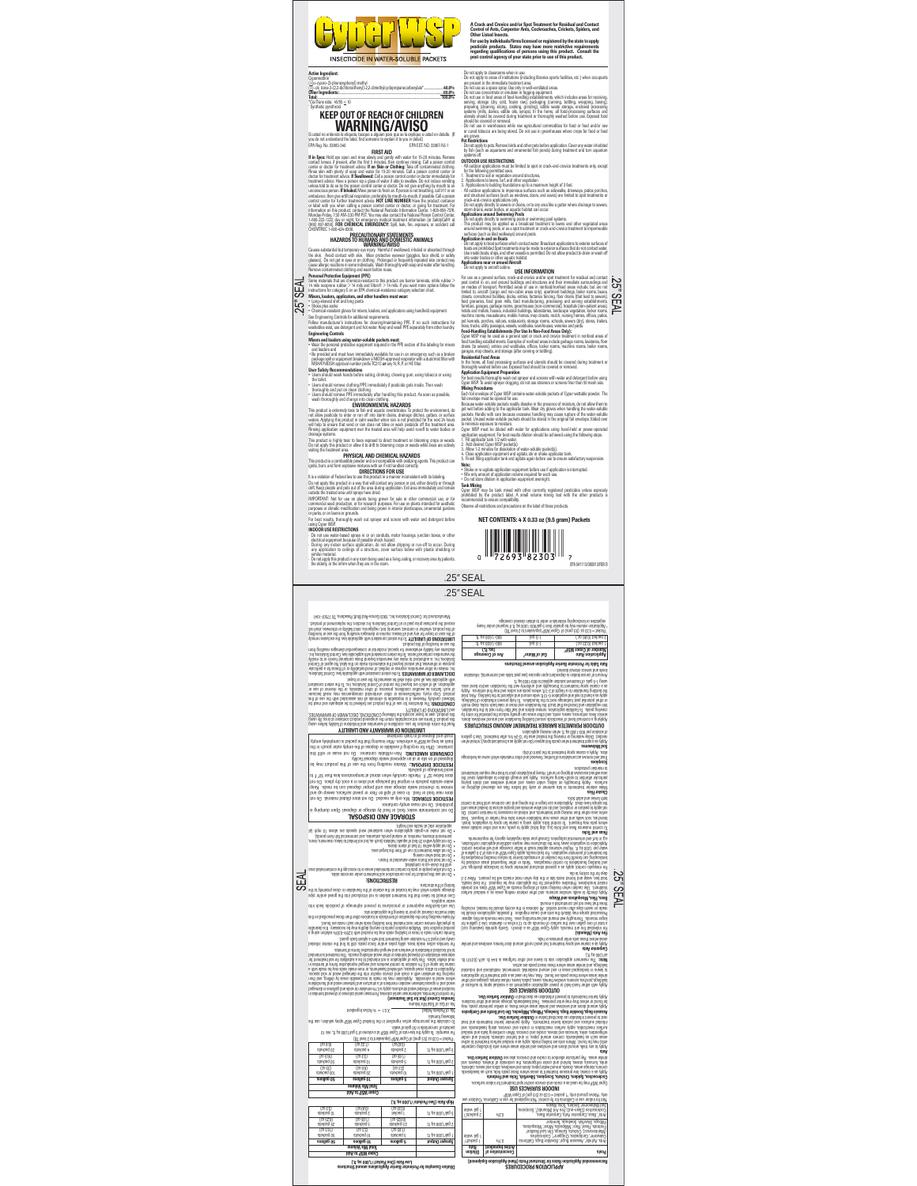# Cyper WSP

INSECTICIDE IN WATER-SOLUBLE PACKETS

**A Crack and Crevice and/or Spot Treatment for Residual and Contact Control of Ants, Carpenter Ants, Cockroaches, Crickets, Spiders, and Other Listed Insects.**

**For use by individuals/firms licensed or registered by the state to apply pesticide products. States may have more restrictive requirements regarding qualifications of persons using this product. Consult the pest control agency of your state prior to use of this product.**

**Active Ingredient:**

Cypermethrin*
(±)-α-cyano-(3-phenoxyphenyl) methyl
(±)-cis, trans-3-(2,2-dichloroethenyl)-2,2-dimethylcyclopropanecarboxylate* .......... 40.0%
**Other Ingredients:** .......... 60.0%
**Total:** .......... 100.0%

*Cis/trans ratio: 45/55 ± 10
Synthetic pyrethroid

# KEEP OUT OF REACH OF CHILDREN
# WARNING/AVISO

Si usted no entiende la etiqueta, busque a alguien para que se la explique a usted en detalle. (If you do not understand the label, find someone to explain it to you in detail.)

EPA Reg. No. 53883-340 | EPA EST. NO. 53883-TX-1

## FIRST AID

**If in Eyes:** Hold eye open and rinse slowly and gently with water for 15-20 minutes. Remove contact lenses, if present, after the first 5 minutes, then continue rinsing. Call a poison control center or doctor for treatment advice. **If on Skin or Clothing:** Take off contaminated clothing. Rinse skin with plenty of soap and water for 15-20 minutes. Call a poison control center or doctor for treatment advice. **If Swallowed:** Call a poison control center or doctor immediately for treatment advice. Have a person sip a glass of water if able to swallow. Do not induce vomiting unless told to do so by the poison control center or doctor. Do not give anything by mouth to an unconscious person. **If Inhaled:** Move person to fresh air. If person is not breathing, call 911 or an ambulance, then give artificial respiration, preferably by mouth-to-mouth, if possible. Call a poison control center or doctor for further treatment advice. **HOT LINE NUMBER** Have the product container or label with you when calling a poison control center or doctor, or going for treatment. For information on this product, contact the National Pesticide Information Center, 1-800-858-7378, Monday-Friday, 7:30 AM-3:30 PM PST. You may also contact the National Poison Control Center, 1-800-222-1222, day or night, for emergency medical treatment information (or SafetyCall® at (866) 897-8032). **FOR CHEMICAL EMERGENCY:** Spill, leak, fire, exposure, or accident call CHEMTREC 1-800-424-9300.

## PRECAUTIONARY STATEMENTS
## HAZARDS TO HUMANS AND DOMESTIC ANIMALS
## WARNING/AVISO

Causes substantial but temporary eye injury. Harmful if swallowed, inhaled or absorbed through the skin. Avoid contact with skin. Wear protective eyewear (goggles, face shield, or safety glasses). Do not get in eyes or on clothing. Prolonged or frequently repeated skin contact may cause allergic reactions in some individuals. Wash thoroughly with soap and water after handling. Remove contaminated clothing and wash before reuse.

**Personal Protective Equipment (PPE)**

Some materials that are chemical-resistant to this product are barrier laminate, nitrile rubber ≥ 14 mils, neoprene rubber ≥ 14 mils and Viton® ≥ 14 mils. If you want more options follow the instructions for category E on an EPA chemical-resistance category selection chart.

**Mixers, loaders, applicators, and other handlers must wear:**

- Long-sleeved shirt and long pants
- Shoes plus socks
- Chemical-resistant gloves for mixers, loaders, and applicators using handheld equipment

See Engineering Controls for additional requirements.

Follow manufacturer's instructions for cleaning/maintaining PPE. If no such instructions for washables exist, use detergent and hot water. Keep and wash PPE separately from other laundry.

**Engineering Controls**

**Mixers and loaders using water-soluble packets must:**

- Wear the personal protective equipment required in the PPE section of this labeling for mixers and loaders and
- Be provided and must have immediately available for use in an emergency such as a broken package, spill or equipment breakdown a NIOSH-approved respirator with a dust/mist filter with MSHA/NIOSH approval number prefix TC-21C or any N, R, P, or HE filter.

**User Safety Recommendations**

- Users should wash hands before eating, drinking, chewing gum, using tobacco or using the toilet.
- Users should remove clothing/PPE immediately if pesticide gets inside. Then wash thoroughly and put on clean clothing.
- Users should remove PPE immediately after handling this product. As soon as possible, wash thoroughly and change into clean clothing.

## ENVIRONMENTAL HAZARDS

This product is extremely toxic to fish and aquatic invertebrates. To protect the environment, do not allow pesticide to enter or run off into storm drains, drainage ditches, gutters, or surface waters. Applying this product in calm weather when rain is not predicted for the next 24 hours will help to ensure that wind or rain does not blow or wash pesticide off the treatment area. Rinsing application equipment over the treated area will help avoid runoff to water bodies or drainage systems.

This product is highly toxic to bees exposed to direct treatment on blooming crops or weeds. Do not apply this product or allow it to drift to blooming crops or weeds while bees are actively visiting the treatment area.

## PHYSICAL AND CHEMICAL HAZARDS

This product is a combustible powder and is incompatible with oxidizing agents. This product can ignite, burn, and form explosive mixtures with air if not handled correctly.

## DIRECTIONS FOR USE

It is a violation of Federal law to use this product in a manner inconsistent with its labeling.

Do not apply this product in a way that will contact any person or pet, either directly or through drift. Keep people and pets out of the area during application. Exit area immediately and remain outside the treated area until sprays have dried.

IMPORTANT: Not for use on plants being grown for sale or other commercial use, or for commercial seed production, or for research purposes. For use on plants intended for aesthetic purposes or climatic modification and being grown in interior plantscapes, ornamental gardens or parks, or on lawns or grounds.

For best results, thoroughly wash out sprayer and screen with water and detergent before using Cyper WSP.

**INDOOR USE RESTRICTIONS**

- Do not use water-based sprays in or on conduits, motor housings, junction boxes, or other electrical equipment because of possible shock hazard.
- During any indoor surface application, do not allow dripping or run-off to occur. During any application to ceilings of a structure, cover surface below with plastic sheeting or similar material.
- Do not apply this product in any room being used as a living area, or recovery area by patients, the elderly, or the infirm when they are in the room.
- Do not apply to classrooms when in use.
- Do not apply to areas of institutions (including libraries sports facilities, etc.) when occupants are present in the immediate treatment area.
- Do not use as a space spray. Use only in well-ventilated areas.
- Do not use concentrate or emulsion in fogging equipment.
- Do not use in food areas of food-handling establishments, which includes areas for receiving, serving, storage (dry, cold, frozen raw) packaging (canning, bottling, wrapping, boxing), preparing (cleaning, slicing, cooking, grinding), edible waste storage, enclosed processing systems (mills, dairies, edible oils, syrups). In the home, all food-processing surfaces and utensils should be covered during treatment or thoroughly washed before use. Exposed food should be covered or removed.
- Do not use in warehouses while raw agricultural commodities for food or feed and/or raw or cured tobacco are being stored. Do not use in greenhouses where crops for food or feed are grown.

**Pet Restrictions**

- Do not apply to pets. Remove birds and other pets before application. Cover any water inhabited by fish (such as aquariums and ornamental fish ponds) during treatment and turn aquarium systems off.

**OUTDOOR USE RESTRICTIONS**

All outdoor applications must be limited to spot or crack-and-crevice treatments only, except for the following permitted uses:

1. Treatment to soil or vegetation around structures;
2. Applications to lawns, turf, and other vegetation;
3. Applications to building foundations up to a maximum height of 3 feet.

All outdoor applications to impervious surfaces such as sidewalks, driveways, patios, porches, and structural surfaces (such as windows, doors, and eaves) are limited to spot treatments or crack-and-crevice applications only.

- Do not apply directly to sewers or drains, or to any area like a gutter where drainage to sewers, storm drains, water bodies, or aquatic habitat can occur.

**Applications around Swimming Pools**

- Do not apply directly to swimming pools or swimming pool systems.

This product may be applied as a broadcast treatment to lawns and other vegetated areas around swimming pools, or as a spot treatment or crack-and-crevice treatment to impermeable surfaces (such as tiled walkways) around pools.

**Application in and on Boats**

- Do not apply to boat surfaces which contact water. Broadcast applications to exterior surfaces of boats are prohibited. Spot treatments may be made to exterior surfaces that do not contact water.
- Use inside boats, ships, and other vessels is permitted. Do not allow product to drain or wash off into water bodies or other aquatic habitat.

**Applications near or around Aircraft**

- Do not apply to aircraft cabins.

## USE INFORMATION

For use as a general surface, crack-and-crevice and/or spot treatment for residual and contact pest control in, on, and around buildings and structures and their immediate surroundings and on modes of transport. Permitted areas of use in residential/nonfood areas include, but are not limited to: aircraft (cargo and non-cabin areas only), apartment buildings, boiler rooms, bases, closets, correctional facilities, docks, cinemas, factories, farming, floor drains (to sewers), food granaries, food grain mills, food manufacturing, processing and serving establishments, furniture, garages, garbage rooms, greenhouses (non-commercial), hospitals (non-patient areas), hotels and motels, houses, industrial buildings, laboratories, landscape vegetation, locker rooms, machine rooms, mausoleums, mobile homes, motor homes, mulch, nursing homes, offices, patios, pet kennels, porches, railcars, restaurants, storage rooms, schools, sewers (dry), stores, trailers, trucks, utility passages, vessels, warehouses, wood structures, and zoos.

**Food-Handling Establishments (For Use In Non-Food Areas Only):**

Cyper WSP may be used as a general spot or crack and crevice treatment in nonfood areas of food handling establishments. Examples of nonfood areas include garbage rooms, lavatories, floor drains (to sewers), entries and vestibules, offices, locker rooms, machine rooms, boiler rooms, garages, mop closets, and storage (after canning or bottling).

**Residential Food Areas**

In the home, all food processing surfaces and utensils should be covered during treatment or thoroughly washed before use. Exposed food should be covered or removed.

**Application Equipment Preparation**

For best results thoroughly wash out sprayer and screen with water and detergent before using Cyper WSP. To avoid sprayer clogging, do not use strainers or screens finer than 50 mesh size.

**Mixing Procedures**

Each foil envelope of Cyper WSP contains water-soluble packets of Cyper wettable powder. The foil envelope must be opened for use.

Because water-soluble packets readily dissolve in the presence of moisture, do not allow them to get wet before adding to the applicator tank. Wear dry gloves when handling the water-soluble packets. Handle with care because excessive handling may cause rupture of the water-soluble packet. Unused water-soluble packets should be stored in the original foil envelope, folded over to minimize exposure to moisture.

Cyper WSP must be diluted with water for applications using hand-held or power-operated application equipment. For best results dilution should be achieved using the following steps.

1. Fill applicator tank 1/2 with water.
2. Add desired Cyper WSP packet(s).
3. Allow 1-2 minutes for dissolution of water-soluble packet(s).
4. Close application equipment and agitate, stir or shake applicator tank.
5. Finish filling applicator tank and agitate again before use to ensure satisfactory suspension.

**Note:**

- Shake or re-agitate application equipment before use if application is interrupted.
- Mix only amount of application volume required for each use.
- Do not store dilution in application equipment overnight.

**Tank Mixing**

Cyper WSP may be tank mixed with other currently registered pesticides unless expressly prohibited by the product label. A small volume mixing test with the other products is recommended to ensure compatibility.

Observe all restrictions and precautions on the labels of these products.

**NET CONTENTS: 4 X 0.33 oz (9.5 gram) Packets**

## STORAGE AND DISPOSAL

Do not contaminate water, food, or feed by storage or disposal. Open dumping is prohibited.

**PESTICIDE STORAGE:** Store in original container in a cool, dry place. Keep out of reach of children and animals.

**PESTICIDE DISPOSAL:** Wastes resulting from the use of this product may be disposed of on site or at an approved waste disposal facility.

**CONTAINER HANDLING:** Non-refillable container. Do not reuse or refill this container. Offer for recycling if available or dispose of the empty container in a sanitary landfill, or by incineration, or if allowed by state and local authorities, by burning.

## LIMITATION OF WARRANTY AND LIABILITY

## APPLICATION PROCEDURES

**Recommended Application Rates for Structural Pests (Broad Application Equipment)**

## INDOOR SURFACE USE

**Cockroaches, Spiders, Crickets, Scorpions, Silverfish, Ticks and Firebrats**

## OUTDOOR SURFACE USE

**Carpenter Ants**

**Fire Ants (Mounds)**

**Bees, Flies, Mosquitoes and Wasps**

**Clover Mites**

**Scorpions**

**Soil Movements**

## OUTDOOR PERIMETER BARRIER TREATMENT AROUND STRUCTURES

**Dilution Examples for Perimeter Barrier Applications around Structures**

Manufactured for: Control Solutions Inc., 5903 Genoa-Red Bluff, Pasadena, TX 77507-1041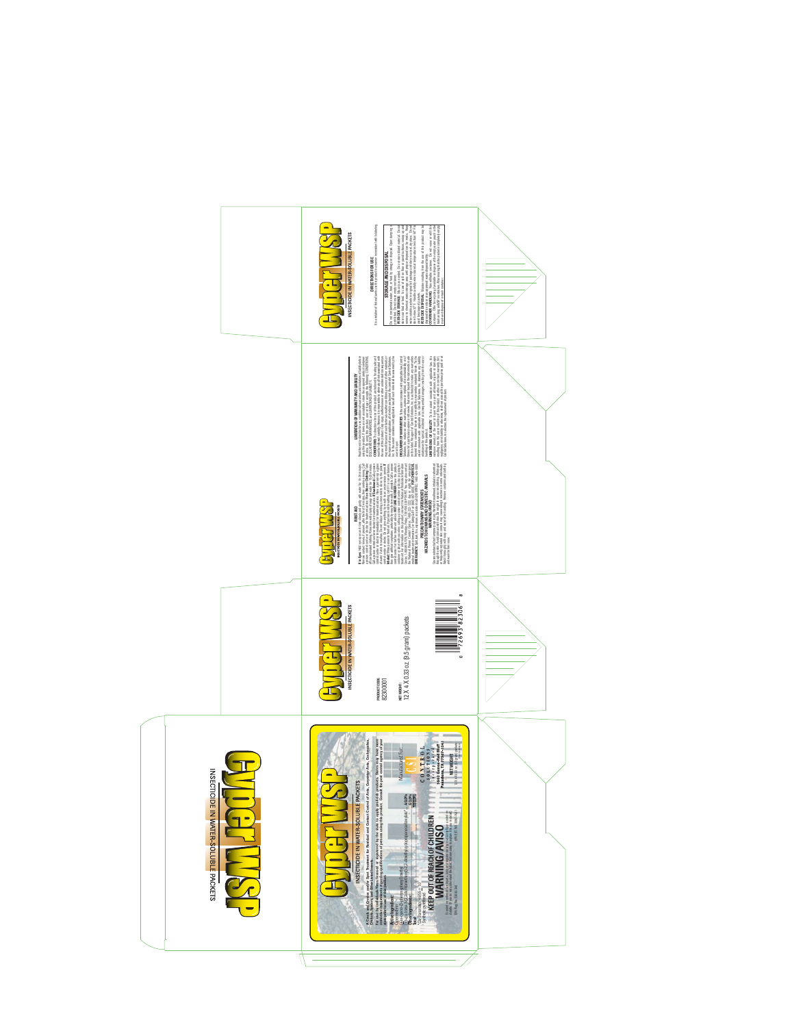# Cyper WSP

INSECTICIDE IN WATER-SOLUBLE PACKETS

A Crack and Crevice and/or Spot Treatment for Residual and Contact Control of Ants, Carpenter Ants, Cockroaches, Crickets, Spiders, and Other Listed Insects.

For use by individuals/firms licensed or registered by the state to apply pesticide products. Contact your local state or extension service regarding certification of persons using this product. Consult the pest control agency of your state for restricted use of this product.

**Active Ingredient:**

Cypermethrin:

(±)-α-cyano-(3-phenoxyphenyl)methyl (±)-cis,trans-3-(2,2-dichloroethenyl)-2,2-dimethylcyclopropanecarboxylate* ..... 40.0%

**Other Ingredients:** ..... 60.0%

**Total:** ..... 100.0%

*Cis/trans ratio: Max 55% (±) cis and Min 45% (±) trans

Each packet contains 0.33 oz. (9.5 g) of product.

## KEEP OUT OF REACH OF CHILDREN

## WARNING/AVISO

Si usted no entiende la etiqueta, busque a alguien para que se la explique a usted en detalle. (If you do not understand the label, find someone to explain it to you in detail.)

EPA Reg. No. 53883-...

EPA Est. No. ...

Manufactured for:

CSI — CONTROL SOLUTIONS, INC.

5903 Genoa-Red Bluff

Pasadena, TX 77507-1041

NET WEIGHT: ...

PRODUCT CODE:

82300001

NET WEIGHT:

12 X 4 X 0.33 oz. (9.5 gram) packets

0 72693 82306 8

## FIRST AID

## PRECAUTIONARY STATEMENTS

### HAZARDS TO HUMANS AND DOMESTIC ANIMALS

### WARNING/AVISO

## LIMITATION OF WARRANTY AND LIABILITY

## DIRECTIONS FOR USE

It is a violation of Federal law to use this product in a manner inconsistent with its labeling.

## STORAGE AND DISPOSAL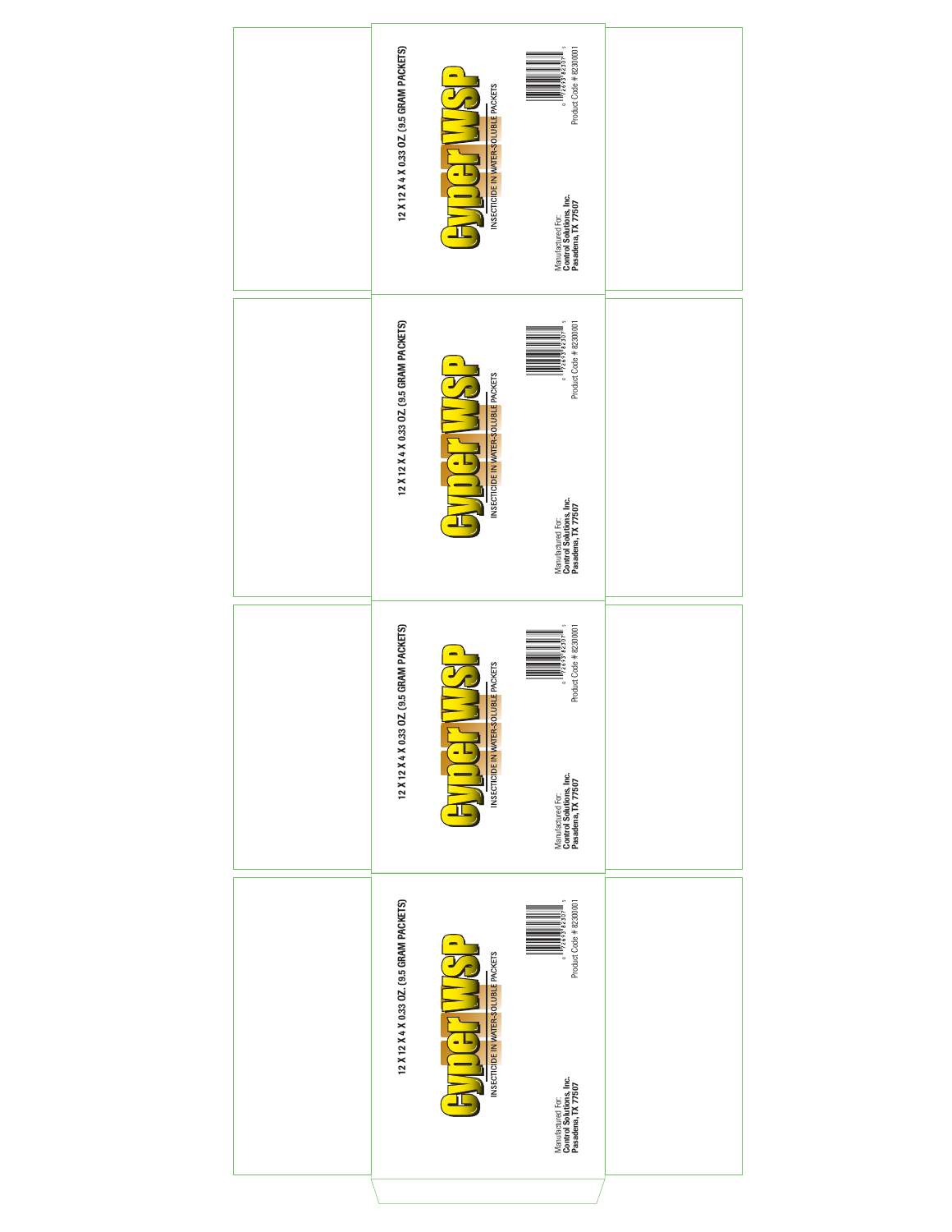12 X 12 X 4 X 0.33 OZ. (9.5 GRAM PACKETS)

# CyperWSP

INSECTICIDE IN WATER-SOLUBLE PACKETS

Manufactured For:
**Control Solutions, Inc.**
**Pasadena, TX 77507**

Product Code # 82300001

12 X 12 X 4 X 0.33 OZ. (9.5 GRAM PACKETS)

# CyperWSP

INSECTICIDE IN WATER-SOLUBLE PACKETS

Manufactured For:
**Control Solutions, Inc.**
**Pasadena, TX 77507**

Product Code # 82300001

12 X 12 X 4 X 0.33 OZ. (9.5 GRAM PACKETS)

# CyperWSP

INSECTICIDE IN WATER-SOLUBLE PACKETS

Manufactured For:
**Control Solutions, Inc.**
**Pasadena, TX 77507**

Product Code # 82300001

12 X 12 X 4 X 0.33 OZ. (9.5 GRAM PACKETS)

# CyperWSP

INSECTICIDE IN WATER-SOLUBLE PACKETS

Manufactured For:
**Control Solutions, Inc.**
**Pasadena, TX 77507**

Product Code # 82300001